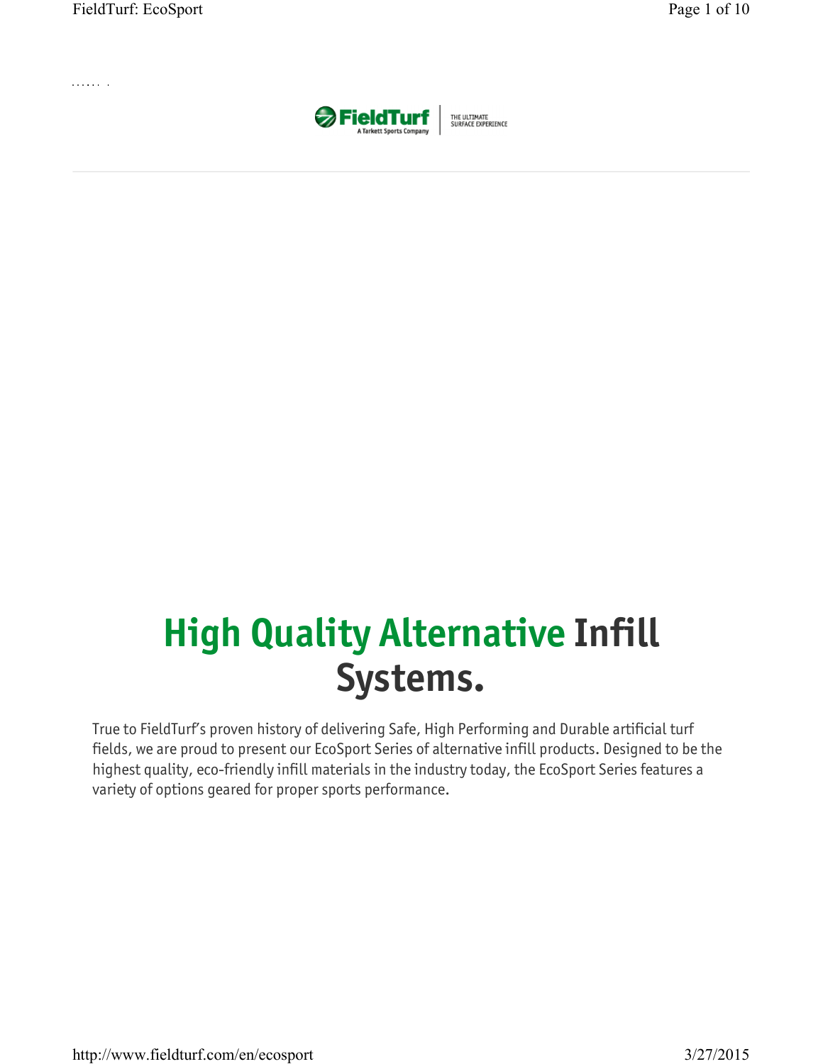FieldTurf
A Tarkett Sports Company

THE ULTIMATE SURFACE EXPERIENCE

# High Quality Alternative Infill Systems.

True to FieldTurf's proven history of delivering Safe, High Performing and Durable artificial turf fields, we are proud to present our EcoSport Series of alternative infill products. Designed to be the highest quality, eco-friendly infill materials in the industry today, the EcoSport Series features a variety of options geared for proper sports performance.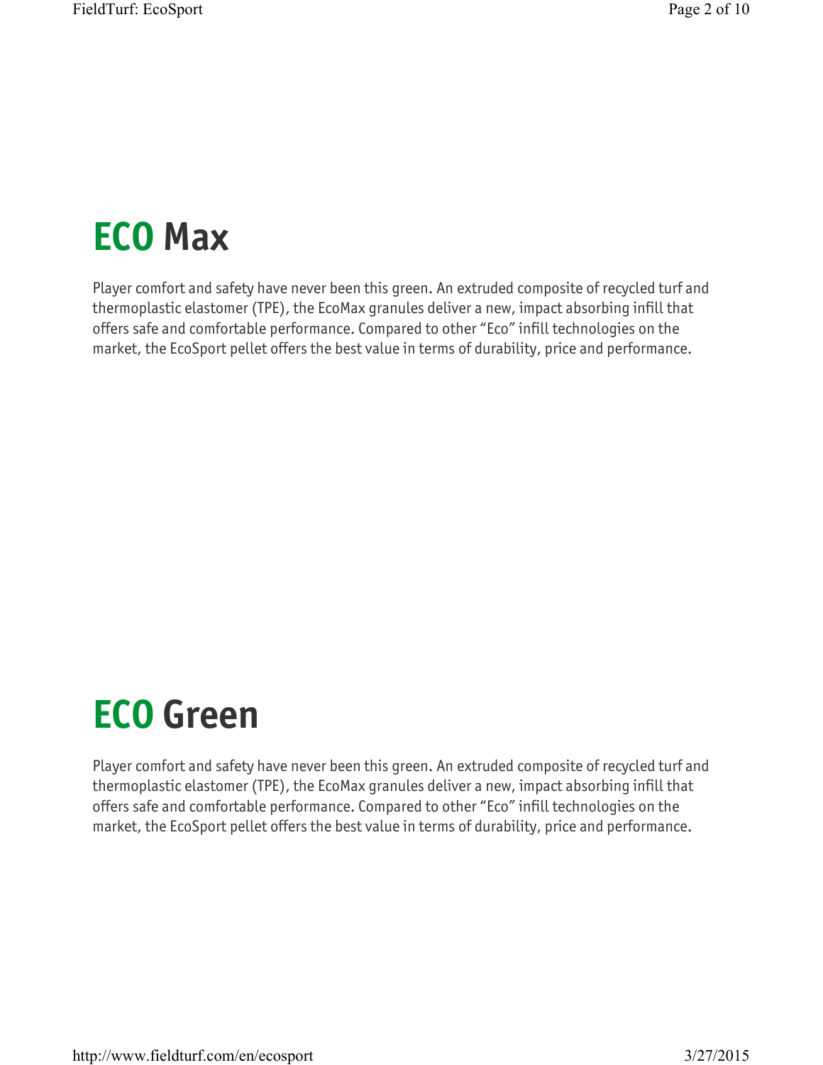# ECO Max

Player comfort and safety have never been this green. An extruded composite of recycled turf and thermoplastic elastomer (TPE), the EcoMax granules deliver a new, impact absorbing infill that offers safe and comfortable performance. Compared to other “Eco” infill technologies on the market, the EcoSport pellet offers the best value in terms of durability, price and performance.

# ECO Green

Player comfort and safety have never been this green. An extruded composite of recycled turf and thermoplastic elastomer (TPE), the EcoMax granules deliver a new, impact absorbing infill that offers safe and comfortable performance. Compared to other “Eco” infill technologies on the market, the EcoSport pellet offers the best value in terms of durability, price and performance.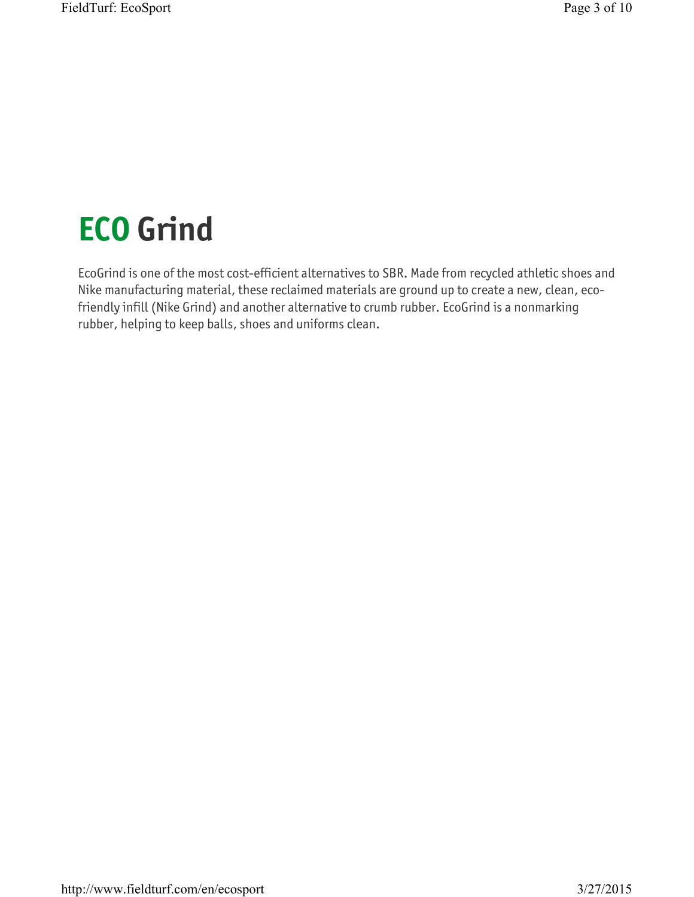# ECO Grind

EcoGrind is one of the most cost-efficient alternatives to SBR. Made from recycled athletic shoes and Nike manufacturing material, these reclaimed materials are ground up to create a new, clean, eco-friendly infill (Nike Grind) and another alternative to crumb rubber. EcoGrind is a nonmarking rubber, helping to keep balls, shoes and uniforms clean.